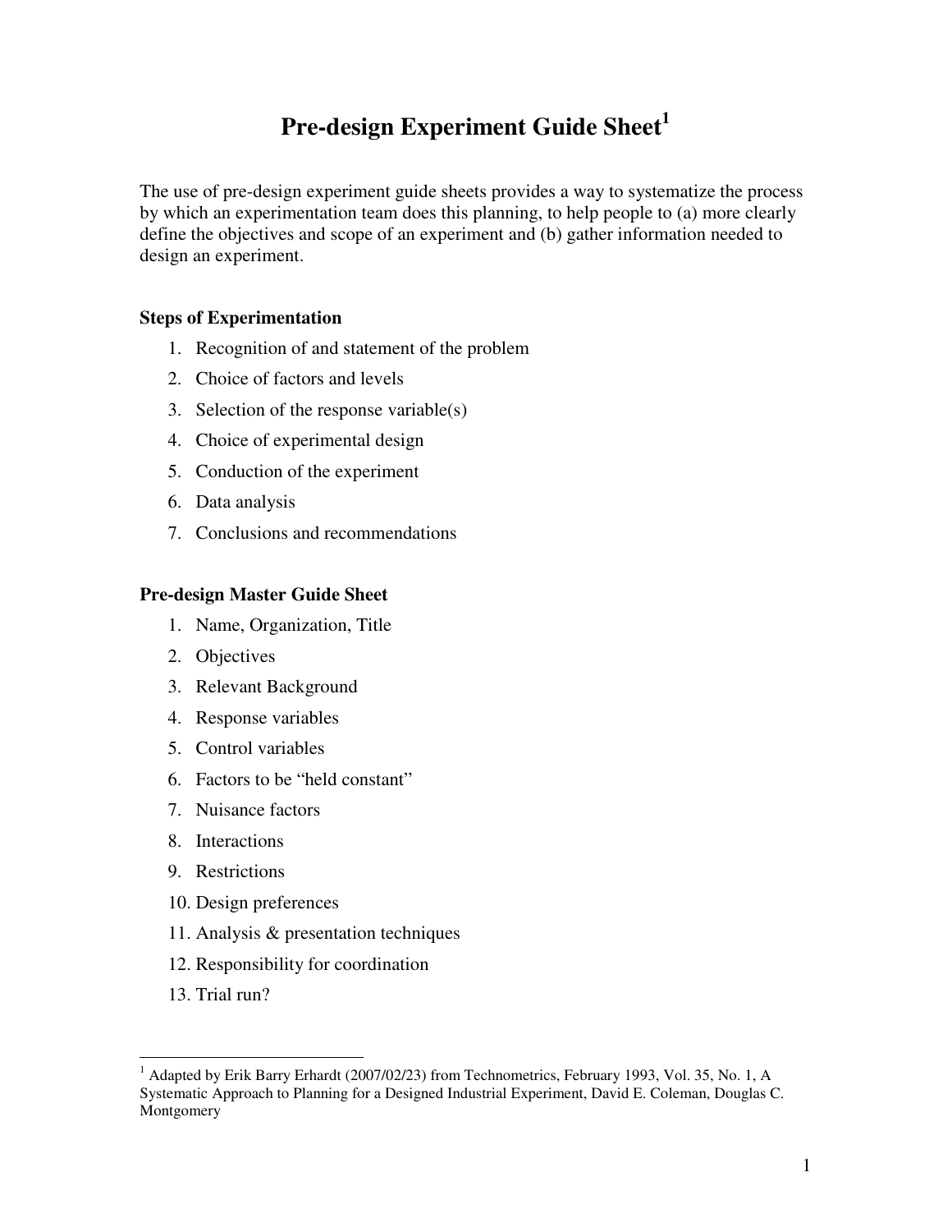# Pre-design Experiment Guide Sheet[1]

The use of pre-design experiment guide sheets provides a way to systematize the process by which an experimentation team does this planning, to help people to (a) more clearly define the objectives and scope of an experiment and (b) gather information needed to design an experiment.

### Steps of Experimentation

1. Recognition of and statement of the problem
2. Choice of factors and levels
3. Selection of the response variable(s)
4. Choice of experimental design
5. Conduction of the experiment
6. Data analysis
7. Conclusions and recommendations

### Pre-design Master Guide Sheet

1. Name, Organization, Title
2. Objectives
3. Relevant Background
4. Response variables
5. Control variables
6. Factors to be "held constant"
7. Nuisance factors
8. Interactions
9. Restrictions
10. Design preferences
11. Analysis & presentation techniques
12. Responsibility for coordination
13. Trial run?

---

[1] Adapted by Erik Barry Erhardt (2007/02/23) from Technometrics, February 1993, Vol. 35, No. 1, A Systematic Approach to Planning for a Designed Industrial Experiment, David E. Coleman, Douglas C. Montgomery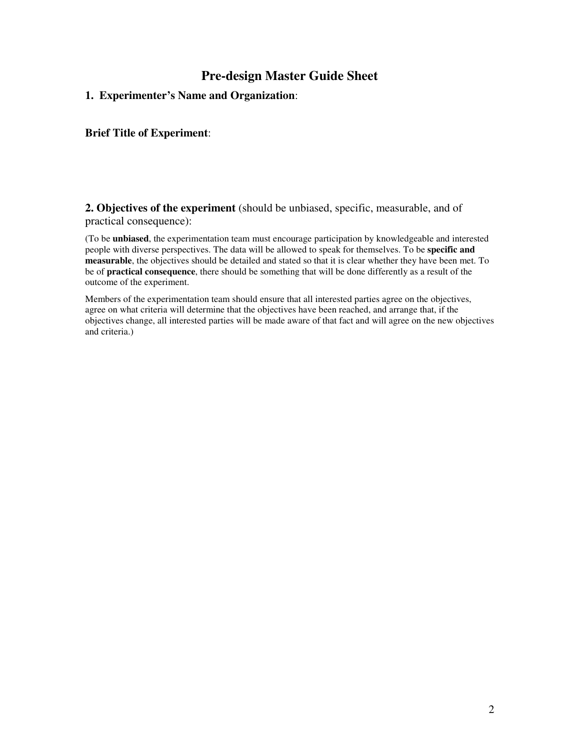# Pre-design Master Guide Sheet

**1. Experimenter's Name and Organization**:

**Brief Title of Experiment**:

**2. Objectives of the experiment** (should be unbiased, specific, measurable, and of practical consequence):

(To be **unbiased**, the experimentation team must encourage participation by knowledgeable and interested people with diverse perspectives. The data will be allowed to speak for themselves. To be **specific and measurable**, the objectives should be detailed and stated so that it is clear whether they have been met. To be of **practical consequence**, there should be something that will be done differently as a result of the outcome of the experiment.

Members of the experimentation team should ensure that all interested parties agree on the objectives, agree on what criteria will determine that the objectives have been reached, and arrange that, if the objectives change, all interested parties will be made aware of that fact and will agree on the new objectives and criteria.)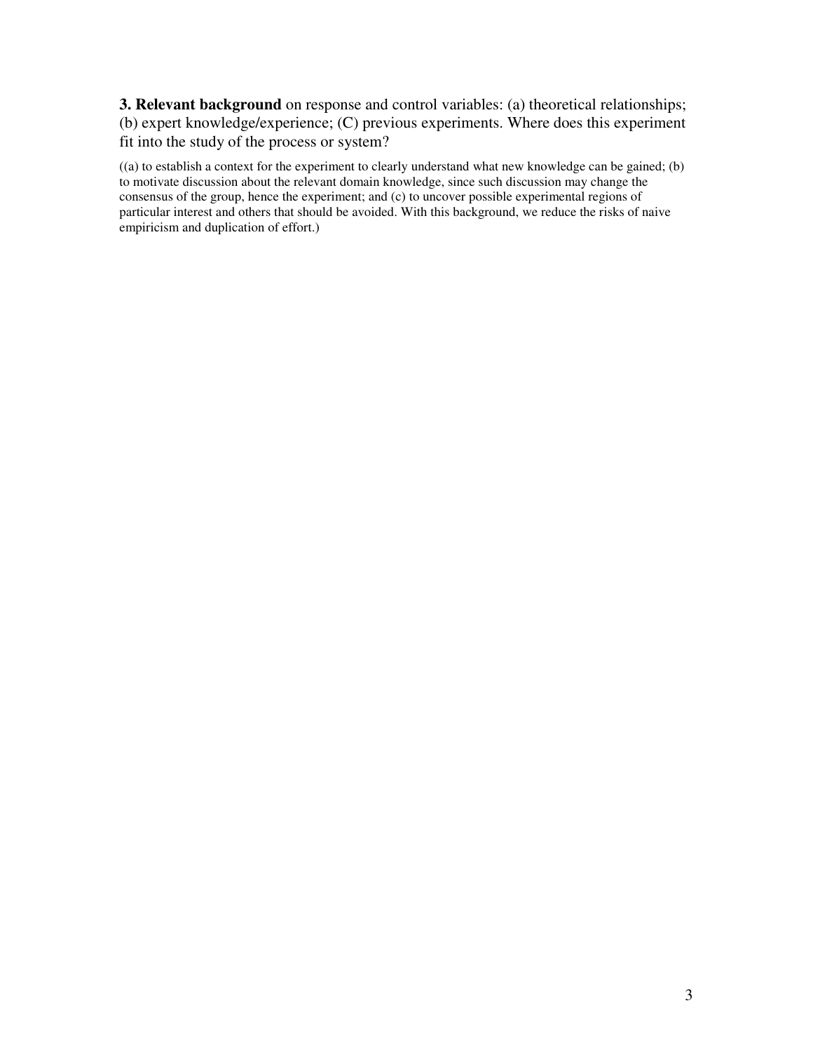**3. Relevant background** on response and control variables: (a) theoretical relationships; (b) expert knowledge/experience; (C) previous experiments. Where does this experiment fit into the study of the process or system?

((a) to establish a context for the experiment to clearly understand what new knowledge can be gained; (b) to motivate discussion about the relevant domain knowledge, since such discussion may change the consensus of the group, hence the experiment; and (c) to uncover possible experimental regions of particular interest and others that should be avoided. With this background, we reduce the risks of naive empiricism and duplication of effort.)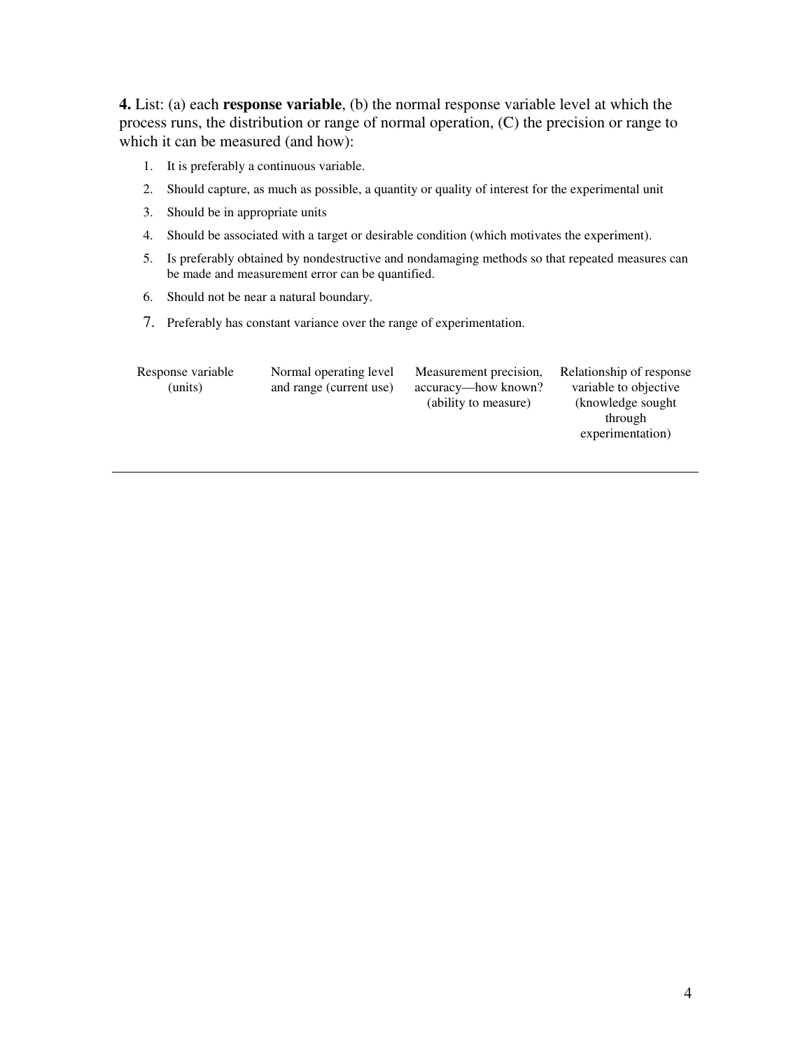**4.** List: (a) each **response variable**, (b) the normal response variable level at which the process runs, the distribution or range of normal operation, (C) the precision or range to which it can be measured (and how):

1. It is preferably a continuous variable.
2. Should capture, as much as possible, a quantity or quality of interest for the experimental unit
3. Should be in appropriate units
4. Should be associated with a target or desirable condition (which motivates the experiment).
5. Is preferably obtained by nondestructive and nondamaging methods so that repeated measures can be made and measurement error can be quantified.
6. Should not be near a natural boundary.
7. Preferably has constant variance over the range of experimentation.

| Response variable (units) | Normal operating level and range (current use) | Measurement precision, accuracy—how known? (ability to measure) | Relationship of response variable to objective (knowledge sought through experimentation) |
|---|---|---|---|
| | | | |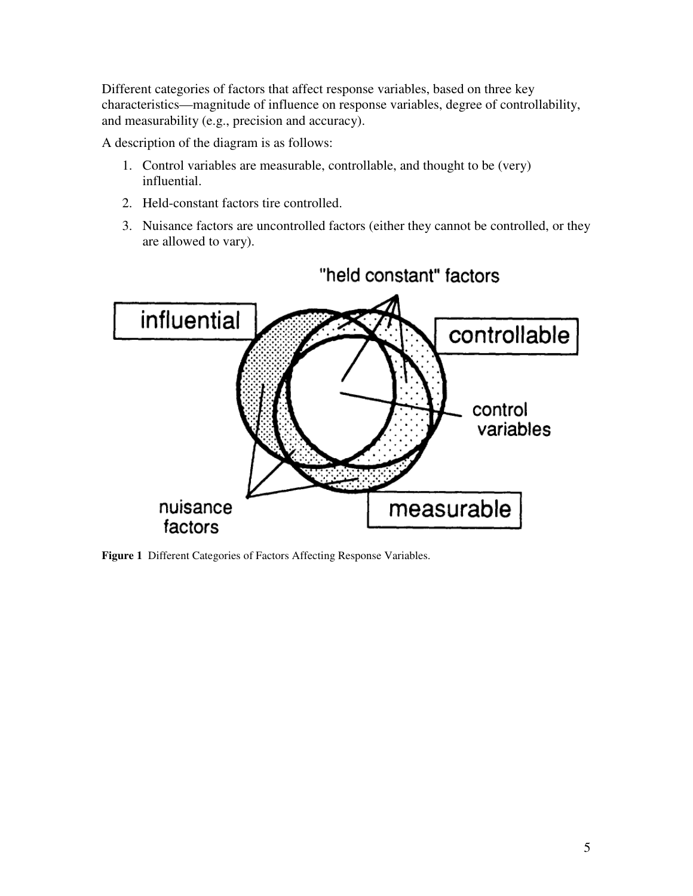Different categories of factors that affect response variables, based on three key characteristics—magnitude of influence on response variables, degree of controllability, and measurability (e.g., precision and accuracy).

A description of the diagram is as follows:

1. Control variables are measurable, controllable, and thought to be (very) influential.
2. Held-constant factors tire controlled.
3. Nuisance factors are uncontrolled factors (either they cannot be controlled, or they are allowed to vary).

**Figure 1** Different Categories of Factors Affecting Response Variables.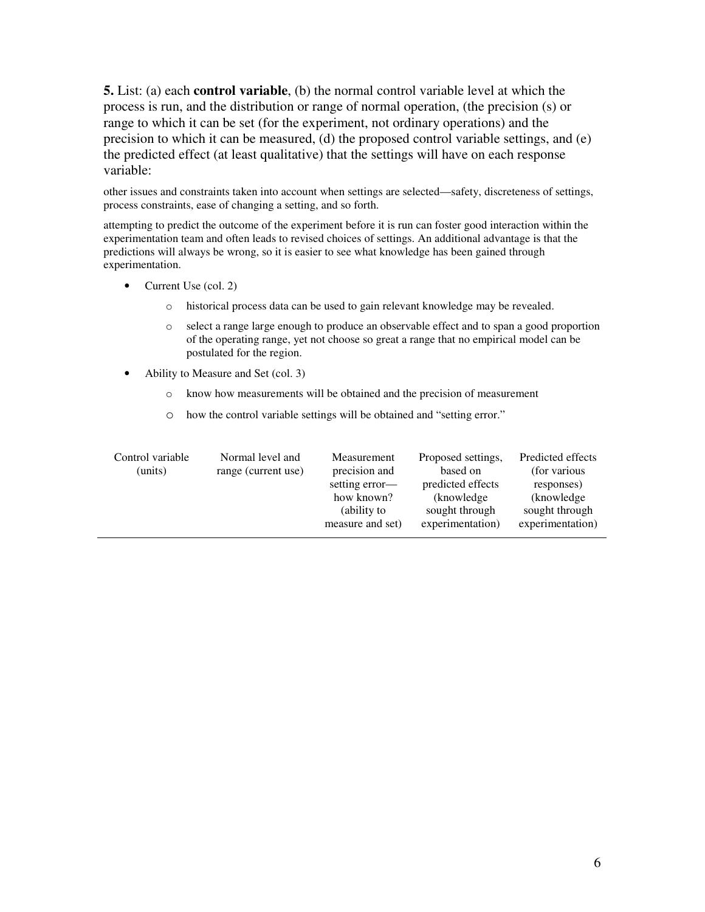**5.** List: (a) each **control variable**, (b) the normal control variable level at which the process is run, and the distribution or range of normal operation, (the precision (s) or range to which it can be set (for the experiment, not ordinary operations) and the precision to which it can be measured, (d) the proposed control variable settings, and (e) the predicted effect (at least qualitative) that the settings will have on each response variable:

other issues and constraints taken into account when settings are selected—safety, discreteness of settings, process constraints, ease of changing a setting, and so forth.

attempting to predict the outcome of the experiment before it is run can foster good interaction within the experimentation team and often leads to revised choices of settings. An additional advantage is that the predictions will always be wrong, so it is easier to see what knowledge has been gained through experimentation.

- Current Use (col. 2)
    - historical process data can be used to gain relevant knowledge may be revealed.
    - select a range large enough to produce an observable effect and to span a good proportion of the operating range, yet not choose so great a range that no empirical model can be postulated for the region.
- Ability to Measure and Set (col. 3)
    - know how measurements will be obtained and the precision of measurement
    - how the control variable settings will be obtained and "setting error."

| Control variable (units) | Normal level and range (current use) | Measurement precision and setting error—how known? (ability to measure and set) | Proposed settings, based on predicted effects (knowledge sought through experimentation) | Predicted effects (for various responses) (knowledge sought through experimentation) |
|---|---|---|---|---|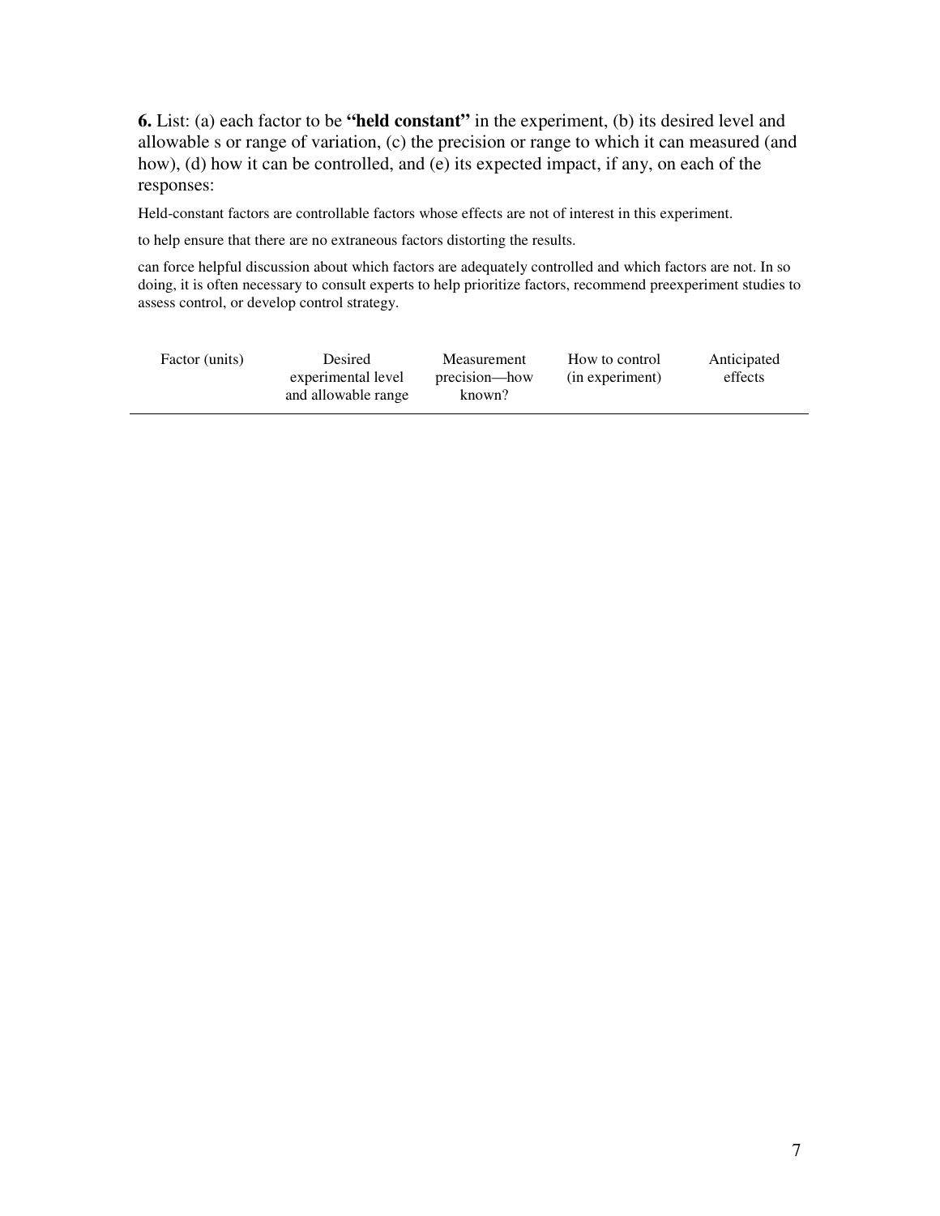**6.** List: (a) each factor to be **"held constant"** in the experiment, (b) its desired level and allowable s or range of variation, (c) the precision or range to which it can measured (and how), (d) how it can be controlled, and (e) its expected impact, if any, on each of the responses:

Held-constant factors are controllable factors whose effects are not of interest in this experiment.

to help ensure that there are no extraneous factors distorting the results.

can force helpful discussion about which factors are adequately controlled and which factors are not. In so doing, it is often necessary to consult experts to help prioritize factors, recommend preexperiment studies to assess control, or develop control strategy.

| Factor (units) | Desired experimental level and allowable range | Measurement precision—how known? | How to control (in experiment) | Anticipated effects |
|---|---|---|---|---|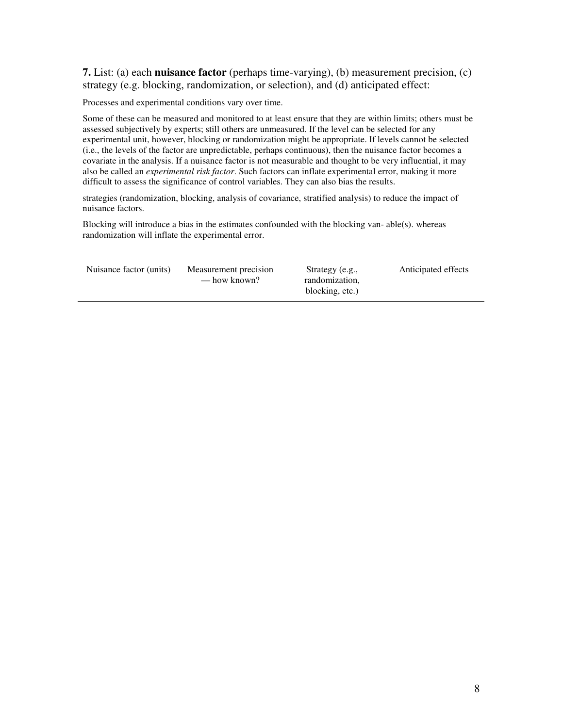**7.** List: (a) each **nuisance factor** (perhaps time-varying), (b) measurement precision, (c) strategy (e.g. blocking, randomization, or selection), and (d) anticipated effect:

Processes and experimental conditions vary over time.

Some of these can be measured and monitored to at least ensure that they are within limits; others must be assessed subjectively by experts; still others are unmeasured. If the level can be selected for any experimental unit, however, blocking or randomization might be appropriate. If levels cannot be selected (i.e., the levels of the factor are unpredictable, perhaps continuous), then the nuisance factor becomes a covariate in the analysis. If a nuisance factor is not measurable and thought to be very influential, it may also be called an *experimental risk factor*. Such factors can inflate experimental error, making it more difficult to assess the significance of control variables. They can also bias the results.

strategies (randomization, blocking, analysis of covariance, stratified analysis) to reduce the impact of nuisance factors.

Blocking will introduce a bias in the estimates confounded with the blocking van- able(s). whereas randomization will inflate the experimental error.

| Nuisance factor (units) | Measurement precision — how known? | Strategy (e.g., randomization, blocking, etc.) | Anticipated effects |
|---|---|---|---|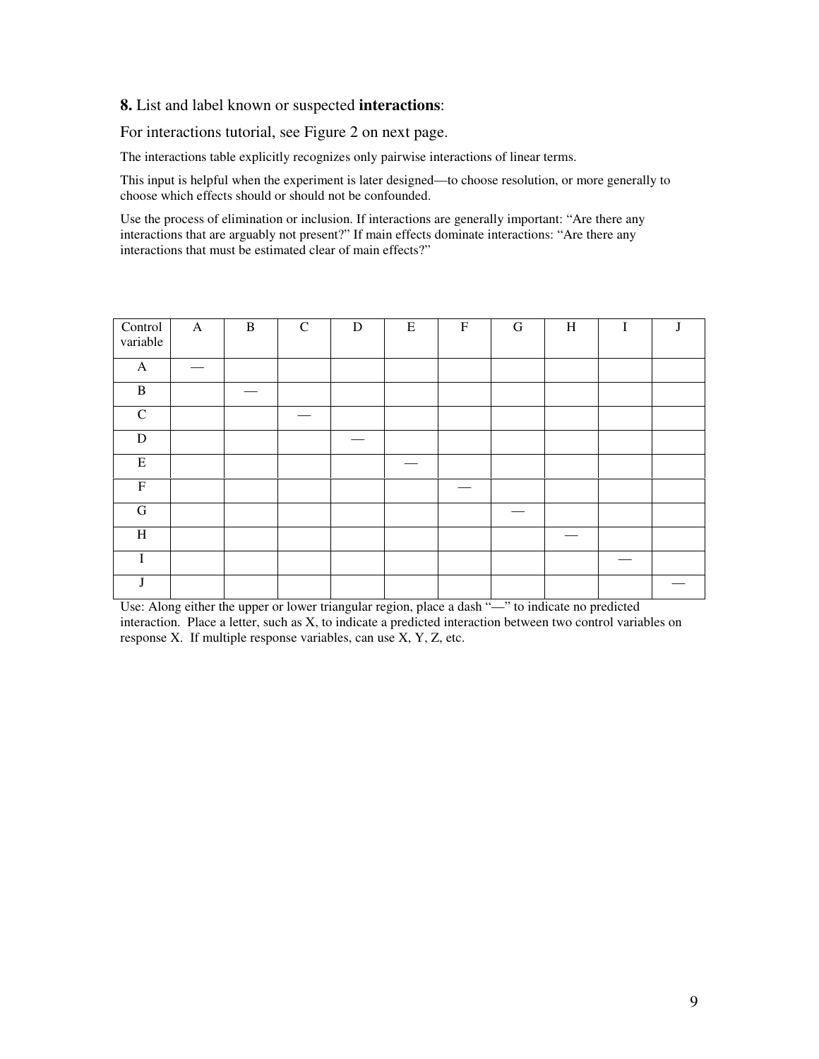**8.** List and label known or suspected **interactions**:

For interactions tutorial, see Figure 2 on next page.

The interactions table explicitly recognizes only pairwise interactions of linear terms.

This input is helpful when the experiment is later designed—to choose resolution, or more generally to choose which effects should or should not be confounded.

Use the process of elimination or inclusion. If interactions are generally important: "Are there any interactions that are arguably not present?" If main effects dominate interactions: "Are there any interactions that must be estimated clear of main effects?"

| Control variable | A | B | C | D | E | F | G | H | I | J |
|---|---|---|---|---|---|---|---|---|---|---|
| A | — | | | | | | | | | |
| B | | — | | | | | | | | |
| C | | | — | | | | | | | |
| D | | | | — | | | | | | |
| E | | | | | — | | | | | |
| F | | | | | | — | | | | |
| G | | | | | | | — | | | |
| H | | | | | | | | — | | |
| I | | | | | | | | | — | |
| J | | | | | | | | | | — |

Use: Along either the upper or lower triangular region, place a dash "—" to indicate no predicted interaction. Place a letter, such as X, to indicate a predicted interaction between two control variables on response X. If multiple response variables, can use X, Y, Z, etc.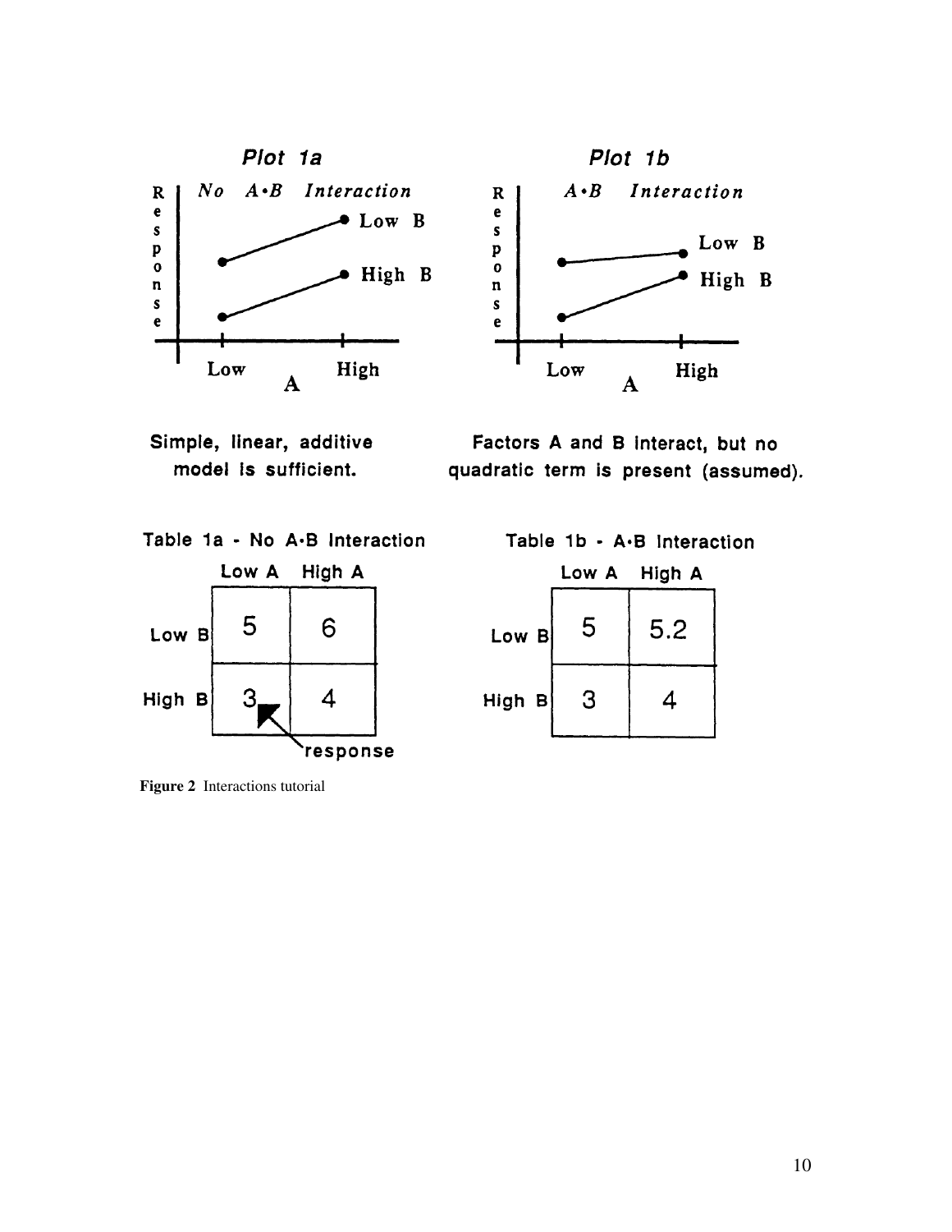**Plot 1a**

*No A•B Interaction*

Simple, linear, additive model is sufficient.

**Plot 1b**

*A•B Interaction*

Factors A and B interact, but no quadratic term is present (assumed).

**Table 1a - No A•B Interaction**

| | Low A | High A |
|---|---|---|
| Low B | 5 | 6 |
| High B | 3 | 4 |

response

**Table 1b - A•B Interaction**

| | Low A | High A |
|---|---|---|
| Low B | 5 | 5.2 |
| High B | 3 | 4 |

**Figure 2** Interactions tutorial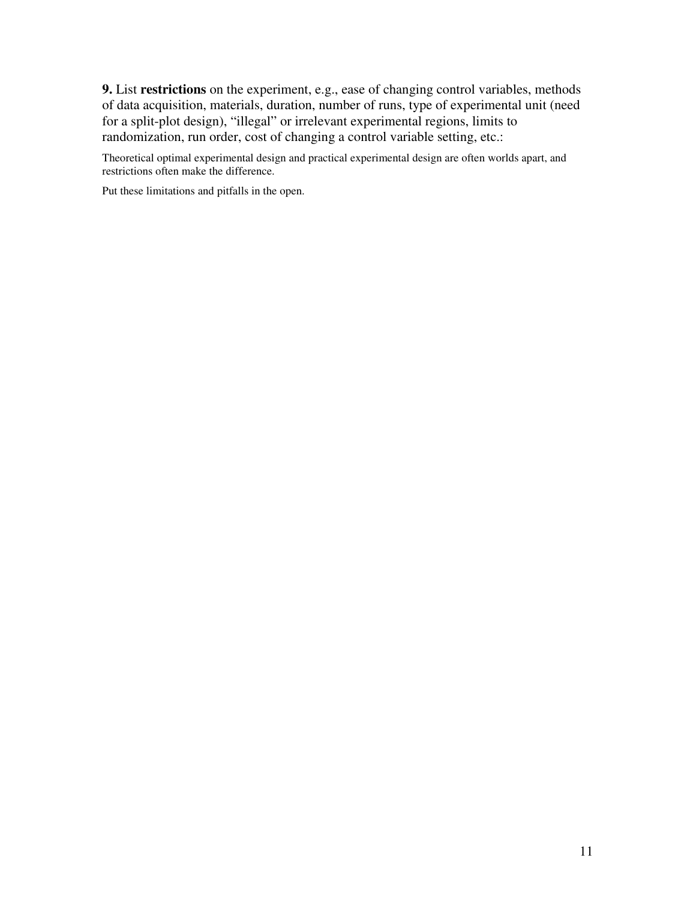**9.** List **restrictions** on the experiment, e.g., ease of changing control variables, methods of data acquisition, materials, duration, number of runs, type of experimental unit (need for a split-plot design), “illegal” or irrelevant experimental regions, limits to randomization, run order, cost of changing a control variable setting, etc.:

Theoretical optimal experimental design and practical experimental design are often worlds apart, and restrictions often make the difference.

Put these limitations and pitfalls in the open.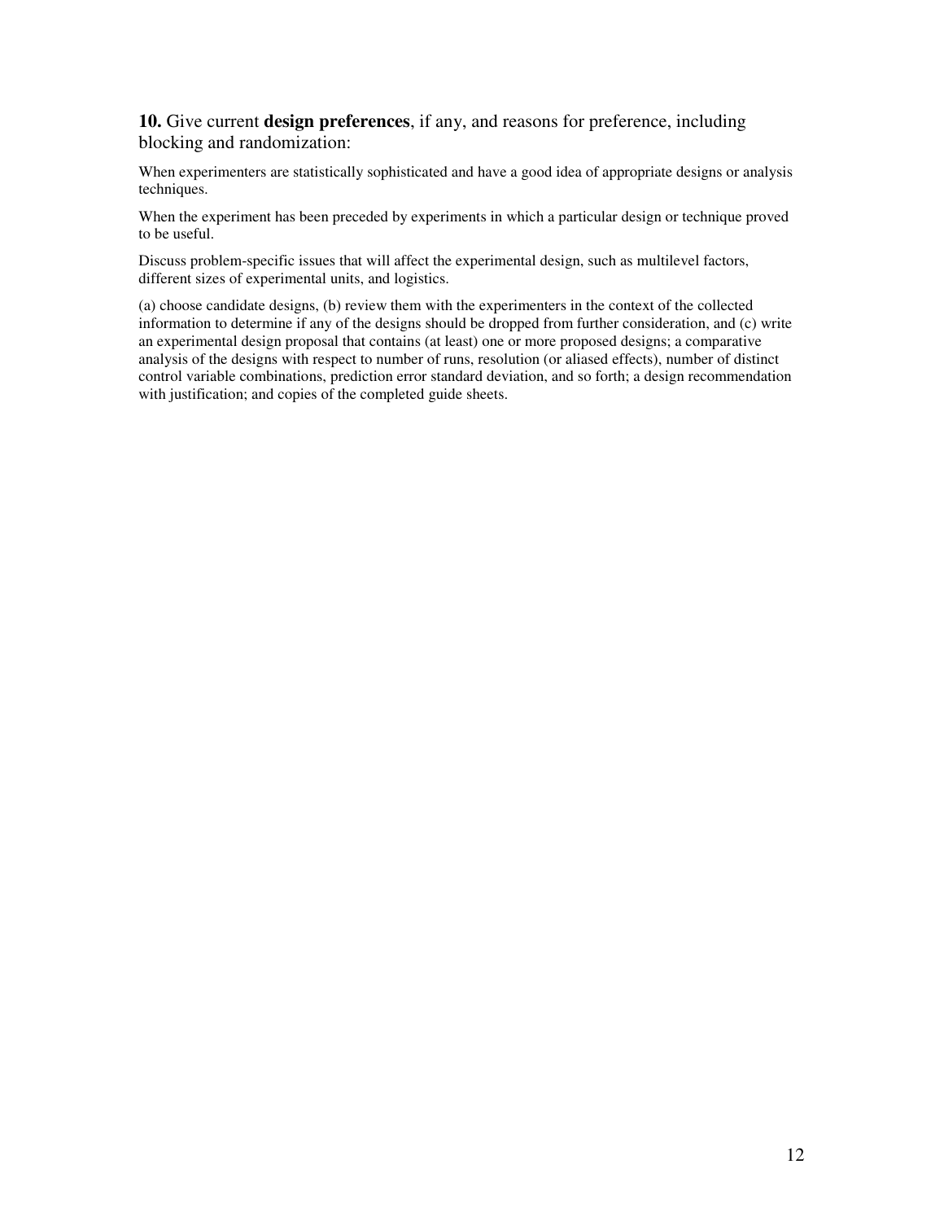**10.** Give current **design preferences**, if any, and reasons for preference, including blocking and randomization:

When experimenters are statistically sophisticated and have a good idea of appropriate designs or analysis techniques.

When the experiment has been preceded by experiments in which a particular design or technique proved to be useful.

Discuss problem-specific issues that will affect the experimental design, such as multilevel factors, different sizes of experimental units, and logistics.

(a) choose candidate designs, (b) review them with the experimenters in the context of the collected information to determine if any of the designs should be dropped from further consideration, and (c) write an experimental design proposal that contains (at least) one or more proposed designs; a comparative analysis of the designs with respect to number of runs, resolution (or aliased effects), number of distinct control variable combinations, prediction error standard deviation, and so forth; a design recommendation with justification; and copies of the completed guide sheets.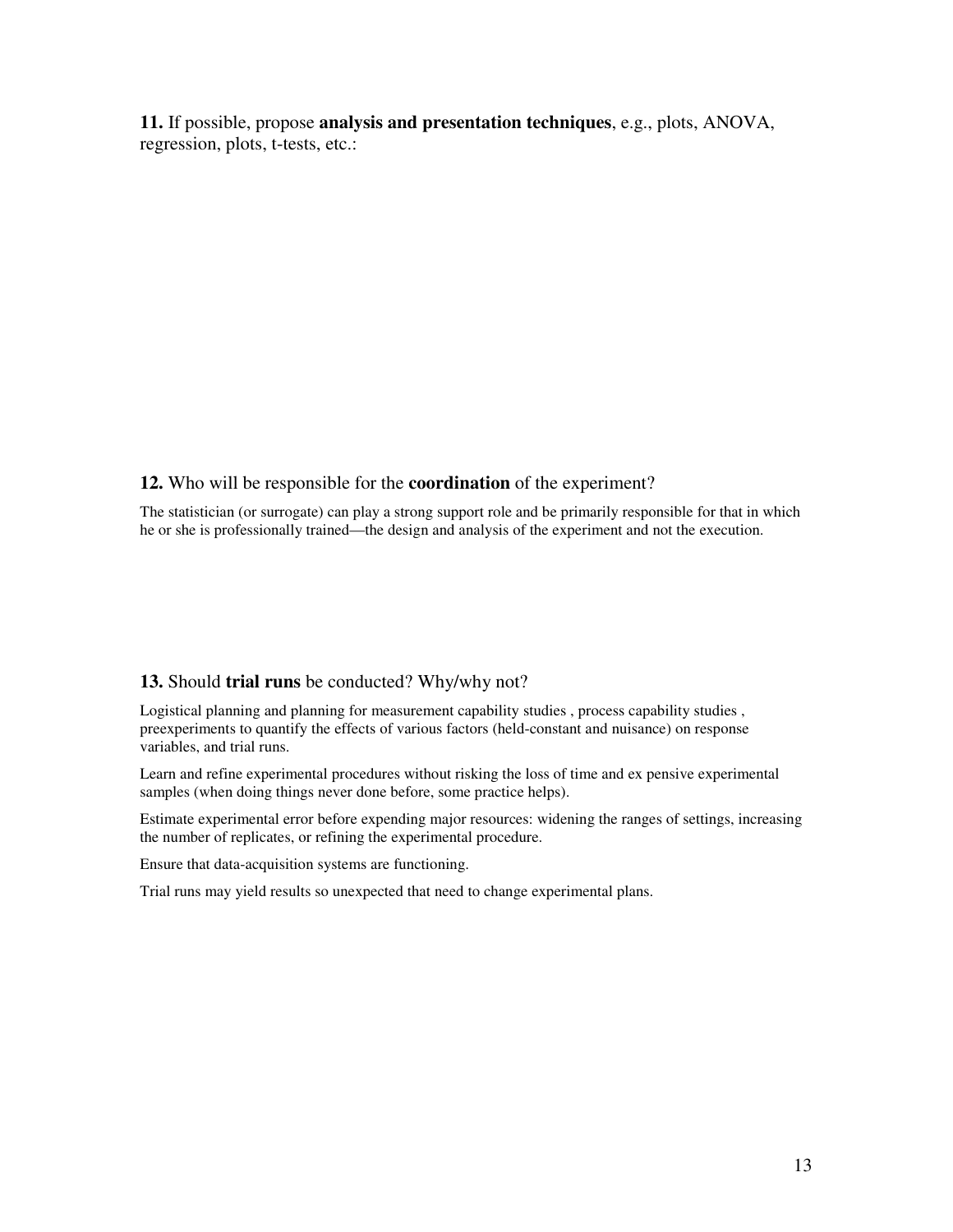**11.** If possible, propose **analysis and presentation techniques**, e.g., plots, ANOVA, regression, plots, t-tests, etc.:

**12.** Who will be responsible for the **coordination** of the experiment?

The statistician (or surrogate) can play a strong support role and be primarily responsible for that in which he or she is professionally trained—the design and analysis of the experiment and not the execution.

**13.** Should **trial runs** be conducted? Why/why not?

Logistical planning and planning for measurement capability studies , process capability studies , preexperiments to quantify the effects of various factors (held-constant and nuisance) on response variables, and trial runs.

Learn and refine experimental procedures without risking the loss of time and ex pensive experimental samples (when doing things never done before, some practice helps).

Estimate experimental error before expending major resources: widening the ranges of settings, increasing the number of replicates, or refining the experimental procedure.

Ensure that data-acquisition systems are functioning.

Trial runs may yield results so unexpected that need to change experimental plans.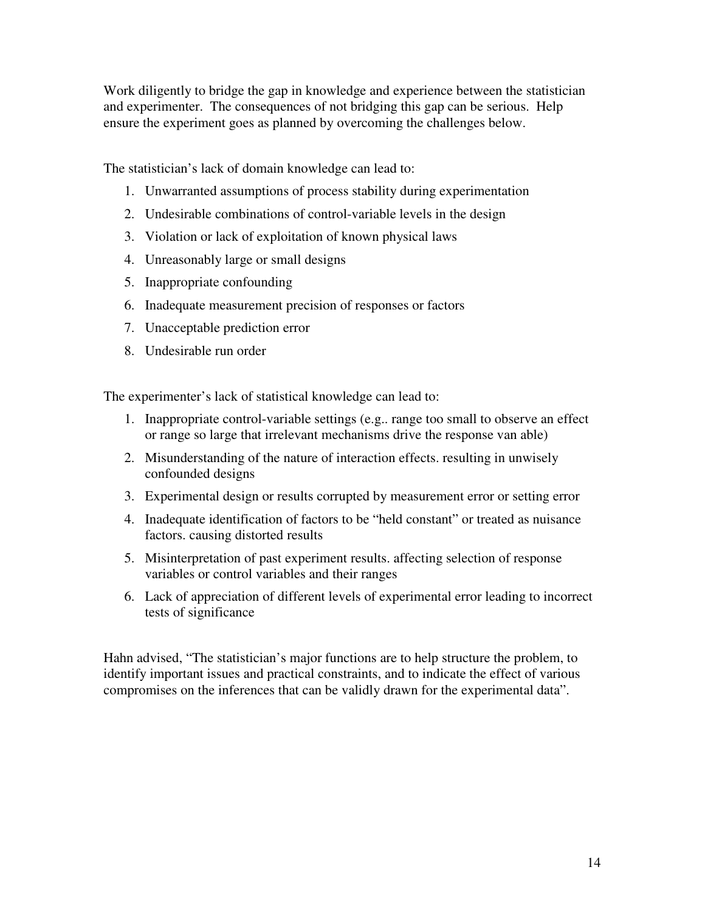Work diligently to bridge the gap in knowledge and experience between the statistician and experimenter. The consequences of not bridging this gap can be serious. Help ensure the experiment goes as planned by overcoming the challenges below.

The statistician's lack of domain knowledge can lead to:

1. Unwarranted assumptions of process stability during experimentation
2. Undesirable combinations of control-variable levels in the design
3. Violation or lack of exploitation of known physical laws
4. Unreasonably large or small designs
5. Inappropriate confounding
6. Inadequate measurement precision of responses or factors
7. Unacceptable prediction error
8. Undesirable run order

The experimenter's lack of statistical knowledge can lead to:

1. Inappropriate control-variable settings (e.g.. range too small to observe an effect or range so large that irrelevant mechanisms drive the response van able)
2. Misunderstanding of the nature of interaction effects. resulting in unwisely confounded designs
3. Experimental design or results corrupted by measurement error or setting error
4. Inadequate identification of factors to be "held constant" or treated as nuisance factors. causing distorted results
5. Misinterpretation of past experiment results. affecting selection of response variables or control variables and their ranges
6. Lack of appreciation of different levels of experimental error leading to incorrect tests of significance

Hahn advised, "The statistician's major functions are to help structure the problem, to identify important issues and practical constraints, and to indicate the effect of various compromises on the inferences that can be validly drawn for the experimental data".